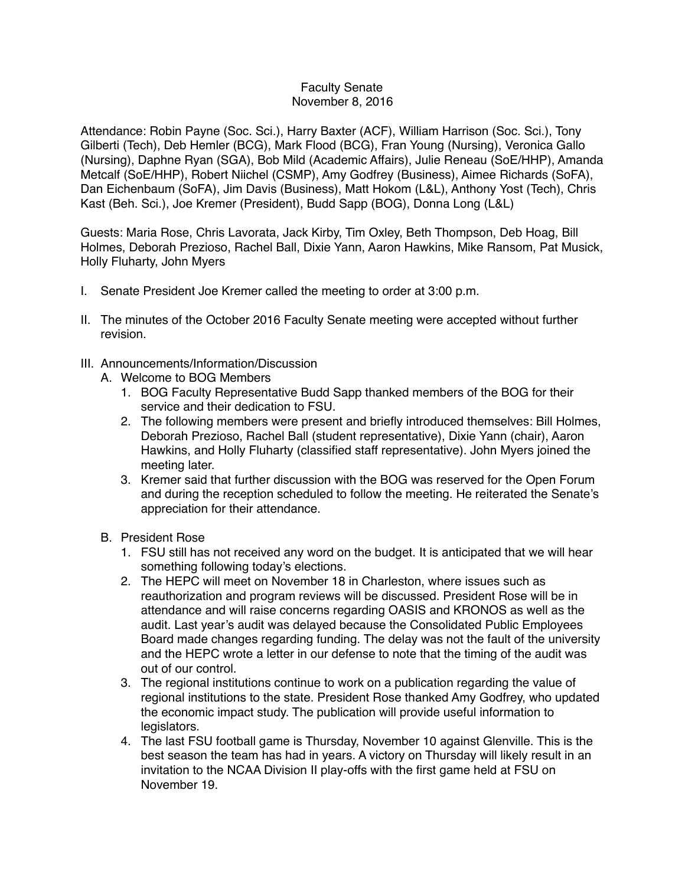# Faculty Senate
## November 8, 2016

Attendance: Robin Payne (Soc. Sci.), Harry Baxter (ACF), William Harrison (Soc. Sci.), Tony Gilberti (Tech), Deb Hemler (BCG), Mark Flood (BCG), Fran Young (Nursing), Veronica Gallo (Nursing), Daphne Ryan (SGA), Bob Mild (Academic Affairs), Julie Reneau (SoE/HHP), Amanda Metcalf (SoE/HHP), Robert Niichel (CSMP), Amy Godfrey (Business), Aimee Richards (SoFA), Dan Eichenbaum (SoFA), Jim Davis (Business), Matt Hokom (L&L), Anthony Yost (Tech), Chris Kast (Beh. Sci.), Joe Kremer (President), Budd Sapp (BOG), Donna Long (L&L)

Guests: Maria Rose, Chris Lavorata, Jack Kirby, Tim Oxley, Beth Thompson, Deb Hoag, Bill Holmes, Deborah Prezioso, Rachel Ball, Dixie Yann, Aaron Hawkins, Mike Ransom, Pat Musick, Holly Fluharty, John Myers

I. Senate President Joe Kremer called the meeting to order at 3:00 p.m.

II. The minutes of the October 2016 Faculty Senate meeting were accepted without further revision.

III. Announcements/Information/Discussion
   A. Welcome to BOG Members
      1. BOG Faculty Representative Budd Sapp thanked members of the BOG for their service and their dedication to FSU.
      2. The following members were present and briefly introduced themselves: Bill Holmes, Deborah Prezioso, Rachel Ball (student representative), Dixie Yann (chair), Aaron Hawkins, and Holly Fluharty (classified staff representative). John Myers joined the meeting later.
      3. Kremer said that further discussion with the BOG was reserved for the Open Forum and during the reception scheduled to follow the meeting. He reiterated the Senate's appreciation for their attendance.

   B. President Rose
      1. FSU still has not received any word on the budget. It is anticipated that we will hear something following today's elections.
      2. The HEPC will meet on November 18 in Charleston, where issues such as reauthorization and program reviews will be discussed. President Rose will be in attendance and will raise concerns regarding OASIS and KRONOS as well as the audit. Last year's audit was delayed because the Consolidated Public Employees Board made changes regarding funding. The delay was not the fault of the university and the HEPC wrote a letter in our defense to note that the timing of the audit was out of our control.
      3. The regional institutions continue to work on a publication regarding the value of regional institutions to the state. President Rose thanked Amy Godfrey, who updated the economic impact study. The publication will provide useful information to legislators.
      4. The last FSU football game is Thursday, November 10 against Glenville. This is the best season the team has had in years. A victory on Thursday will likely result in an invitation to the NCAA Division II play-offs with the first game held at FSU on November 19.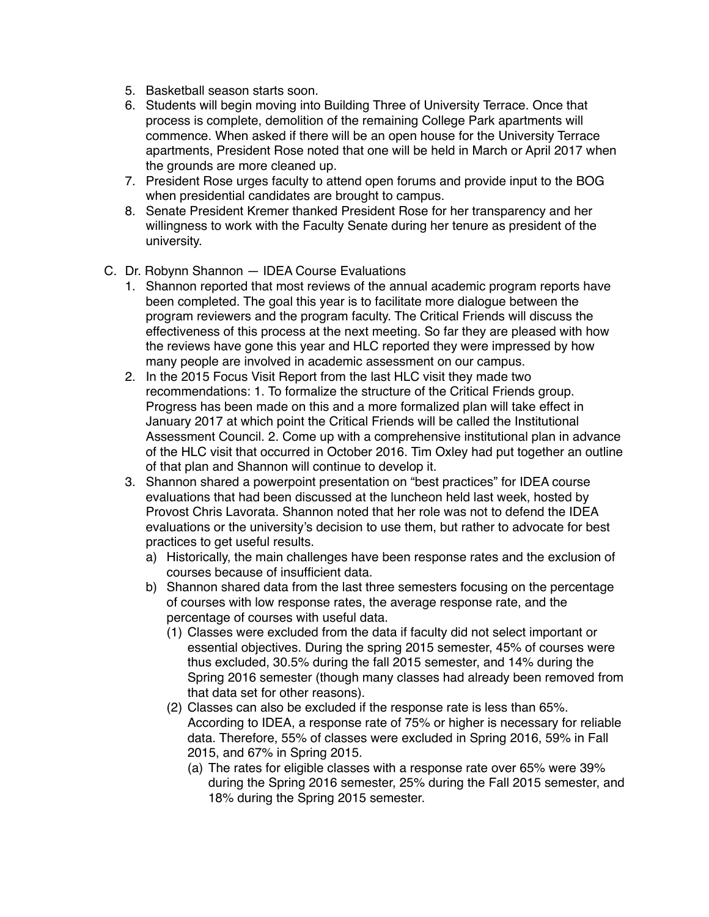5. Basketball season starts soon.
6. Students will begin moving into Building Three of University Terrace. Once that process is complete, demolition of the remaining College Park apartments will commence. When asked if there will be an open house for the University Terrace apartments, President Rose noted that one will be held in March or April 2017 when the grounds are more cleaned up.
7. President Rose urges faculty to attend open forums and provide input to the BOG when presidential candidates are brought to campus.
8. Senate President Kremer thanked President Rose for her transparency and her willingness to work with the Faculty Senate during her tenure as president of the university.

C. Dr. Robynn Shannon — IDEA Course Evaluations

1. Shannon reported that most reviews of the annual academic program reports have been completed. The goal this year is to facilitate more dialogue between the program reviewers and the program faculty. The Critical Friends will discuss the effectiveness of this process at the next meeting. So far they are pleased with how the reviews have gone this year and HLC reported they were impressed by how many people are involved in academic assessment on our campus.
2. In the 2015 Focus Visit Report from the last HLC visit they made two recommendations: 1. To formalize the structure of the Critical Friends group. Progress has been made on this and a more formalized plan will take effect in January 2017 at which point the Critical Friends will be called the Institutional Assessment Council. 2. Come up with a comprehensive institutional plan in advance of the HLC visit that occurred in October 2016. Tim Oxley had put together an outline of that plan and Shannon will continue to develop it.
3. Shannon shared a powerpoint presentation on "best practices" for IDEA course evaluations that had been discussed at the luncheon held last week, hosted by Provost Chris Lavorata. Shannon noted that her role was not to defend the IDEA evaluations or the university's decision to use them, but rather to advocate for best practices to get useful results.
   a) Historically, the main challenges have been response rates and the exclusion of courses because of insufficient data.
   b) Shannon shared data from the last three semesters focusing on the percentage of courses with low response rates, the average response rate, and the percentage of courses with useful data.
      (1) Classes were excluded from the data if faculty did not select important or essential objectives. During the spring 2015 semester, 45% of courses were thus excluded, 30.5% during the fall 2015 semester, and 14% during the Spring 2016 semester (though many classes had already been removed from that data set for other reasons).
      (2) Classes can also be excluded if the response rate is less than 65%. According to IDEA, a response rate of 75% or higher is necessary for reliable data. Therefore, 55% of classes were excluded in Spring 2016, 59% in Fall 2015, and 67% in Spring 2015.
         (a) The rates for eligible classes with a response rate over 65% were 39% during the Spring 2016 semester, 25% during the Fall 2015 semester, and 18% during the Spring 2015 semester.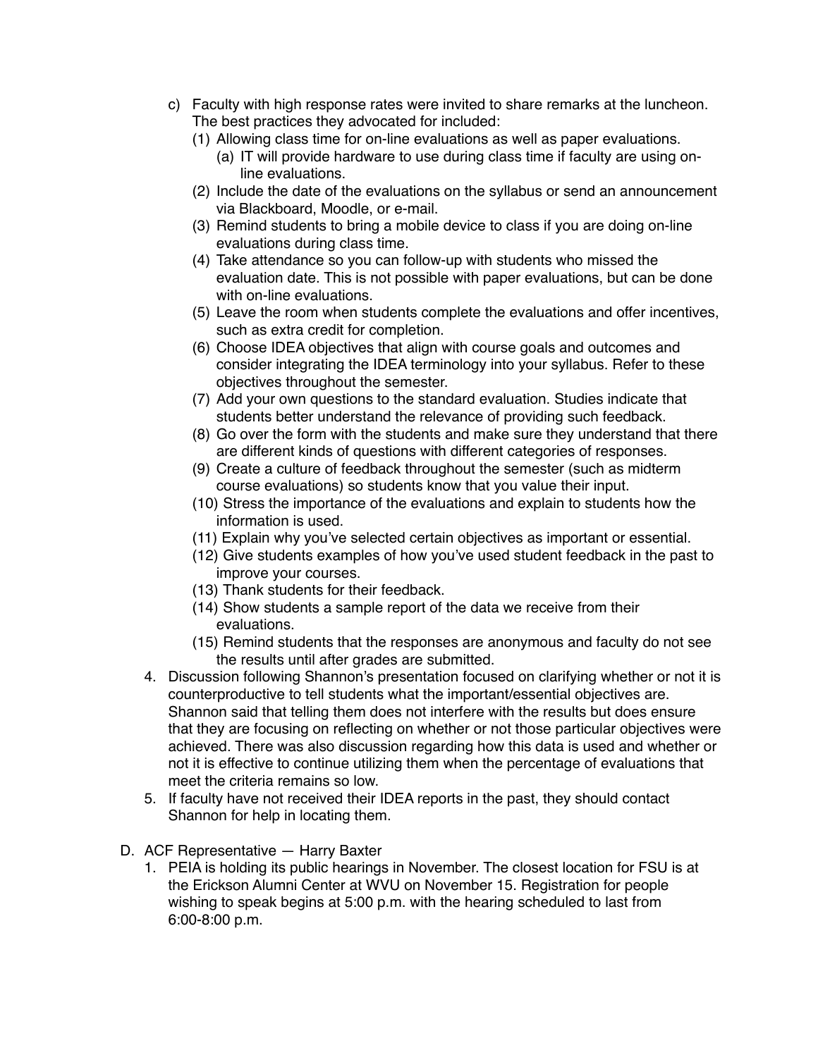c) Faculty with high response rates were invited to share remarks at the luncheon. The best practices they advocated for included:
   (1) Allowing class time for on-line evaluations as well as paper evaluations.
      (a) IT will provide hardware to use during class time if faculty are using on-line evaluations.
   (2) Include the date of the evaluations on the syllabus or send an announcement via Blackboard, Moodle, or e-mail.
   (3) Remind students to bring a mobile device to class if you are doing on-line evaluations during class time.
   (4) Take attendance so you can follow-up with students who missed the evaluation date. This is not possible with paper evaluations, but can be done with on-line evaluations.
   (5) Leave the room when students complete the evaluations and offer incentives, such as extra credit for completion.
   (6) Choose IDEA objectives that align with course goals and outcomes and consider integrating the IDEA terminology into your syllabus. Refer to these objectives throughout the semester.
   (7) Add your own questions to the standard evaluation. Studies indicate that students better understand the relevance of providing such feedback.
   (8) Go over the form with the students and make sure they understand that there are different kinds of questions with different categories of responses.
   (9) Create a culture of feedback throughout the semester (such as midterm course evaluations) so students know that you value their input.
   (10) Stress the importance of the evaluations and explain to students how the information is used.
   (11) Explain why you've selected certain objectives as important or essential.
   (12) Give students examples of how you've used student feedback in the past to improve your courses.
   (13) Thank students for their feedback.
   (14) Show students a sample report of the data we receive from their evaluations.
   (15) Remind students that the responses are anonymous and faculty do not see the results until after grades are submitted.

4. Discussion following Shannon's presentation focused on clarifying whether or not it is counterproductive to tell students what the important/essential objectives are. Shannon said that telling them does not interfere with the results but does ensure that they are focusing on reflecting on whether or not those particular objectives were achieved. There was also discussion regarding how this data is used and whether or not it is effective to continue utilizing them when the percentage of evaluations that meet the criteria remains so low.
5. If faculty have not received their IDEA reports in the past, they should contact Shannon for help in locating them.

D. ACF Representative — Harry Baxter
   1. PEIA is holding its public hearings in November. The closest location for FSU is at the Erickson Alumni Center at WVU on November 15. Registration for people wishing to speak begins at 5:00 p.m. with the hearing scheduled to last from 6:00-8:00 p.m.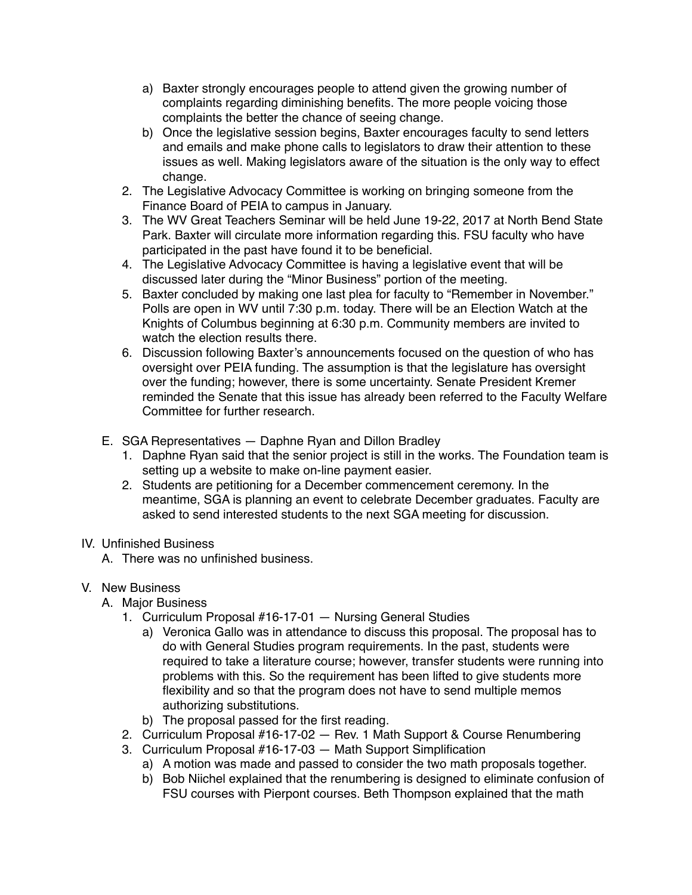a) Baxter strongly encourages people to attend given the growing number of complaints regarding diminishing benefits. The more people voicing those complaints the better the chance of seeing change.
b) Once the legislative session begins, Baxter encourages faculty to send letters and emails and make phone calls to legislators to draw their attention to these issues as well. Making legislators aware of the situation is the only way to effect change.

2. The Legislative Advocacy Committee is working on bringing someone from the Finance Board of PEIA to campus in January.
3. The WV Great Teachers Seminar will be held June 19-22, 2017 at North Bend State Park. Baxter will circulate more information regarding this. FSU faculty who have participated in the past have found it to be beneficial.
4. The Legislative Advocacy Committee is having a legislative event that will be discussed later during the "Minor Business" portion of the meeting.
5. Baxter concluded by making one last plea for faculty to "Remember in November." Polls are open in WV until 7:30 p.m. today. There will be an Election Watch at the Knights of Columbus beginning at 6:30 p.m. Community members are invited to watch the election results there.
6. Discussion following Baxter's announcements focused on the question of who has oversight over PEIA funding. The assumption is that the legislature has oversight over the funding; however, there is some uncertainty. Senate President Kremer reminded the Senate that this issue has already been referred to the Faculty Welfare Committee for further research.

E. SGA Representatives — Daphne Ryan and Dillon Bradley
1. Daphne Ryan said that the senior project is still in the works. The Foundation team is setting up a website to make on-line payment easier.
2. Students are petitioning for a December commencement ceremony. In the meantime, SGA is planning an event to celebrate December graduates. Faculty are asked to send interested students to the next SGA meeting for discussion.

IV. Unfinished Business
A. There was no unfinished business.

V. New Business
A. Major Business
1. Curriculum Proposal #16-17-01 — Nursing General Studies
a) Veronica Gallo was in attendance to discuss this proposal. The proposal has to do with General Studies program requirements. In the past, students were required to take a literature course; however, transfer students were running into problems with this. So the requirement has been lifted to give students more flexibility and so that the program does not have to send multiple memos authorizing substitutions.
b) The proposal passed for the first reading.
2. Curriculum Proposal #16-17-02 — Rev. 1 Math Support & Course Renumbering
3. Curriculum Proposal #16-17-03 — Math Support Simplification
a) A motion was made and passed to consider the two math proposals together.
b) Bob Niichel explained that the renumbering is designed to eliminate confusion of FSU courses with Pierpont courses. Beth Thompson explained that the math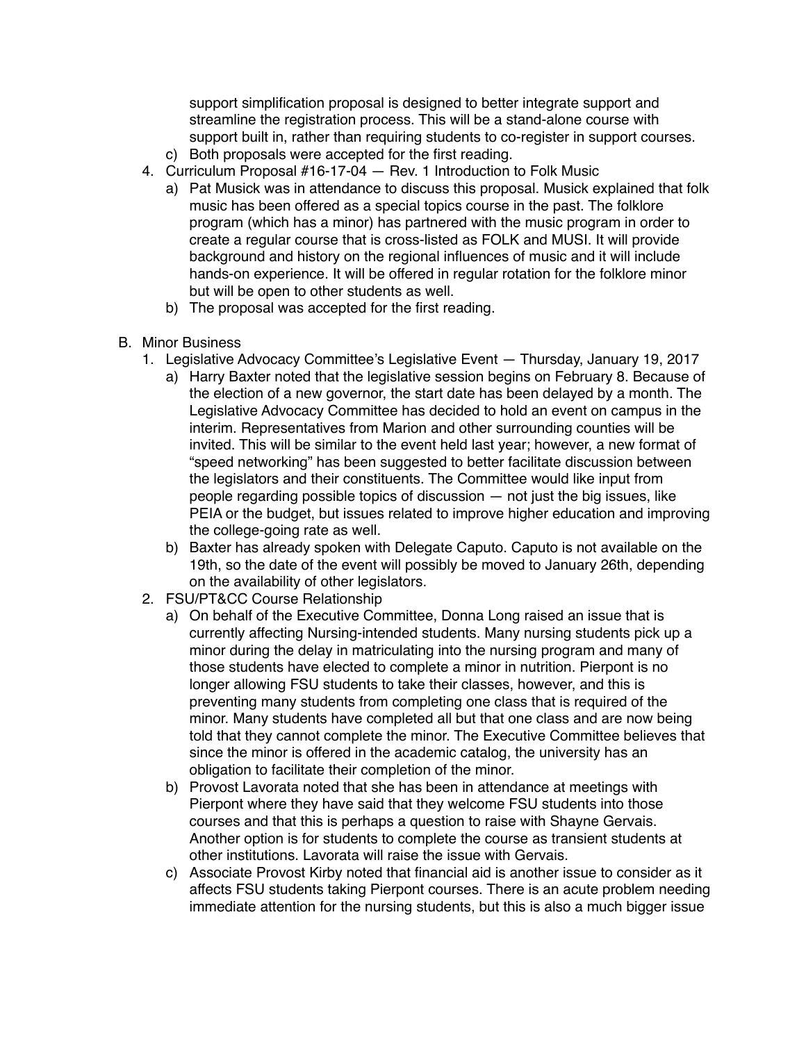support simplification proposal is designed to better integrate support and streamline the registration process. This will be a stand-alone course with support built in, rather than requiring students to co-register in support courses.

   c) Both proposals were accepted for the first reading.

4. Curriculum Proposal #16-17-04 — Rev. 1 Introduction to Folk Music
   a) Pat Musick was in attendance to discuss this proposal. Musick explained that folk music has been offered as a special topics course in the past. The folklore program (which has a minor) has partnered with the music program in order to create a regular course that is cross-listed as FOLK and MUSI. It will provide background and history on the regional influences of music and it will include hands-on experience. It will be offered in regular rotation for the folklore minor but will be open to other students as well.
   b) The proposal was accepted for the first reading.

B. Minor Business

1. Legislative Advocacy Committee's Legislative Event — Thursday, January 19, 2017
   a) Harry Baxter noted that the legislative session begins on February 8. Because of the election of a new governor, the start date has been delayed by a month. The Legislative Advocacy Committee has decided to hold an event on campus in the interim. Representatives from Marion and other surrounding counties will be invited. This will be similar to the event held last year; however, a new format of "speed networking" has been suggested to better facilitate discussion between the legislators and their constituents. The Committee would like input from people regarding possible topics of discussion — not just the big issues, like PEIA or the budget, but issues related to improve higher education and improving the college-going rate as well.
   b) Baxter has already spoken with Delegate Caputo. Caputo is not available on the 19th, so the date of the event will possibly be moved to January 26th, depending on the availability of other legislators.

2. FSU/PT&CC Course Relationship
   a) On behalf of the Executive Committee, Donna Long raised an issue that is currently affecting Nursing-intended students. Many nursing students pick up a minor during the delay in matriculating into the nursing program and many of those students have elected to complete a minor in nutrition. Pierpont is no longer allowing FSU students to take their classes, however, and this is preventing many students from completing one class that is required of the minor. Many students have completed all but that one class and are now being told that they cannot complete the minor. The Executive Committee believes that since the minor is offered in the academic catalog, the university has an obligation to facilitate their completion of the minor.
   b) Provost Lavorata noted that she has been in attendance at meetings with Pierpont where they have said that they welcome FSU students into those courses and that this is perhaps a question to raise with Shayne Gervais. Another option is for students to complete the course as transient students at other institutions. Lavorata will raise the issue with Gervais.
   c) Associate Provost Kirby noted that financial aid is another issue to consider as it affects FSU students taking Pierpont courses. There is an acute problem needing immediate attention for the nursing students, but this is also a much bigger issue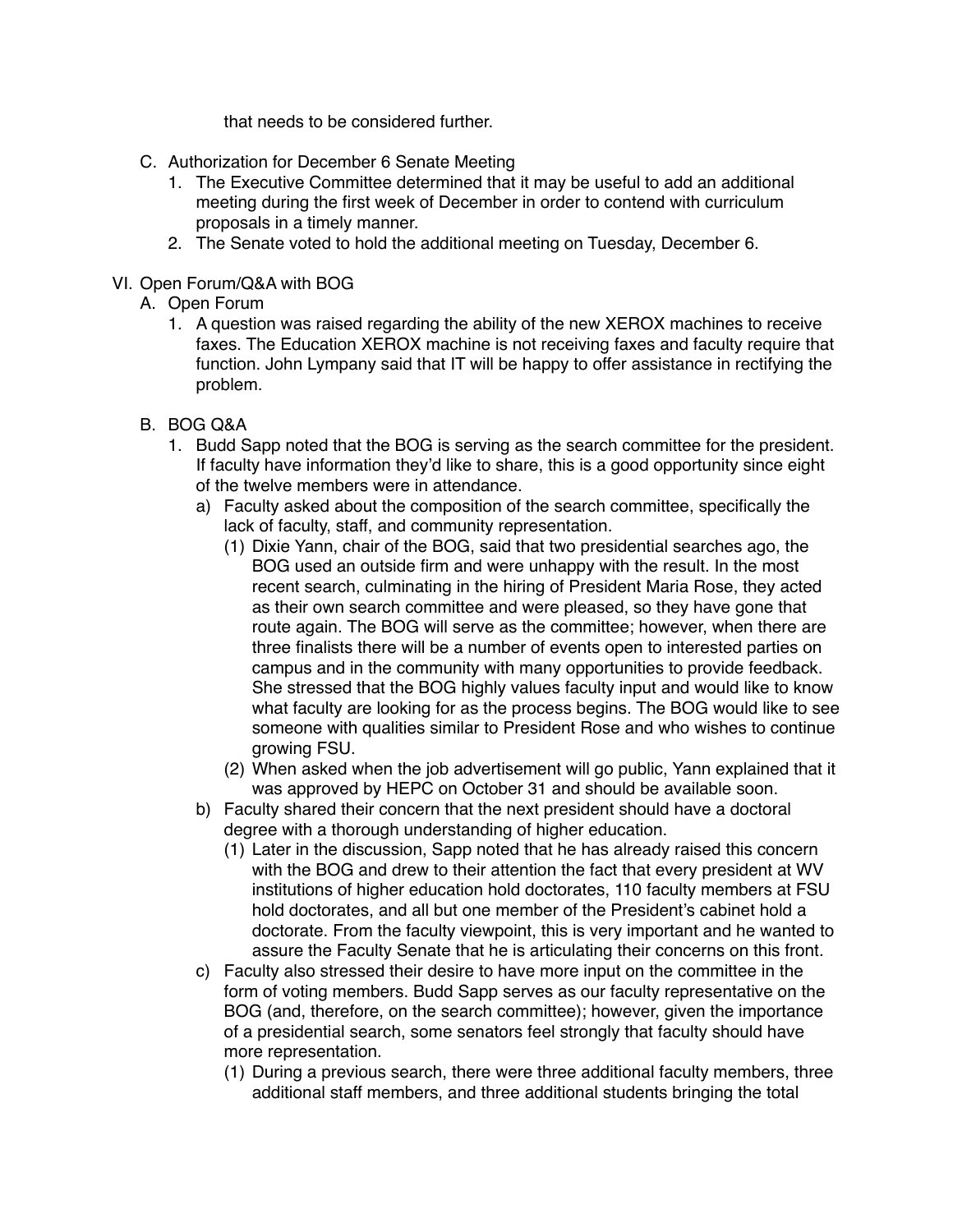that needs to be considered further.

C. Authorization for December 6 Senate Meeting
   1. The Executive Committee determined that it may be useful to add an additional meeting during the first week of December in order to contend with curriculum proposals in a timely manner.
   2. The Senate voted to hold the additional meeting on Tuesday, December 6.

VI. Open Forum/Q&A with BOG
   A. Open Forum
      1. A question was raised regarding the ability of the new XEROX machines to receive faxes. The Education XEROX machine is not receiving faxes and faculty require that function. John Lympany said that IT will be happy to offer assistance in rectifying the problem.

   B. BOG Q&A
      1. Budd Sapp noted that the BOG is serving as the search committee for the president. If faculty have information they'd like to share, this is a good opportunity since eight of the twelve members were in attendance.
         a) Faculty asked about the composition of the search committee, specifically the lack of faculty, staff, and community representation.
            (1) Dixie Yann, chair of the BOG, said that two presidential searches ago, the BOG used an outside firm and were unhappy with the result. In the most recent search, culminating in the hiring of President Maria Rose, they acted as their own search committee and were pleased, so they have gone that route again. The BOG will serve as the committee; however, when there are three finalists there will be a number of events open to interested parties on campus and in the community with many opportunities to provide feedback. She stressed that the BOG highly values faculty input and would like to know what faculty are looking for as the process begins. The BOG would like to see someone with qualities similar to President Rose and who wishes to continue growing FSU.
            (2) When asked when the job advertisement will go public, Yann explained that it was approved by HEPC on October 31 and should be available soon.
         b) Faculty shared their concern that the next president should have a doctoral degree with a thorough understanding of higher education.
            (1) Later in the discussion, Sapp noted that he has already raised this concern with the BOG and drew to their attention the fact that every president at WV institutions of higher education hold doctorates, 110 faculty members at FSU hold doctorates, and all but one member of the President's cabinet hold a doctorate. From the faculty viewpoint, this is very important and he wanted to assure the Faculty Senate that he is articulating their concerns on this front.
         c) Faculty also stressed their desire to have more input on the committee in the form of voting members. Budd Sapp serves as our faculty representative on the BOG (and, therefore, on the search committee); however, given the importance of a presidential search, some senators feel strongly that faculty should have more representation.
            (1) During a previous search, there were three additional faculty members, three additional staff members, and three additional students bringing the total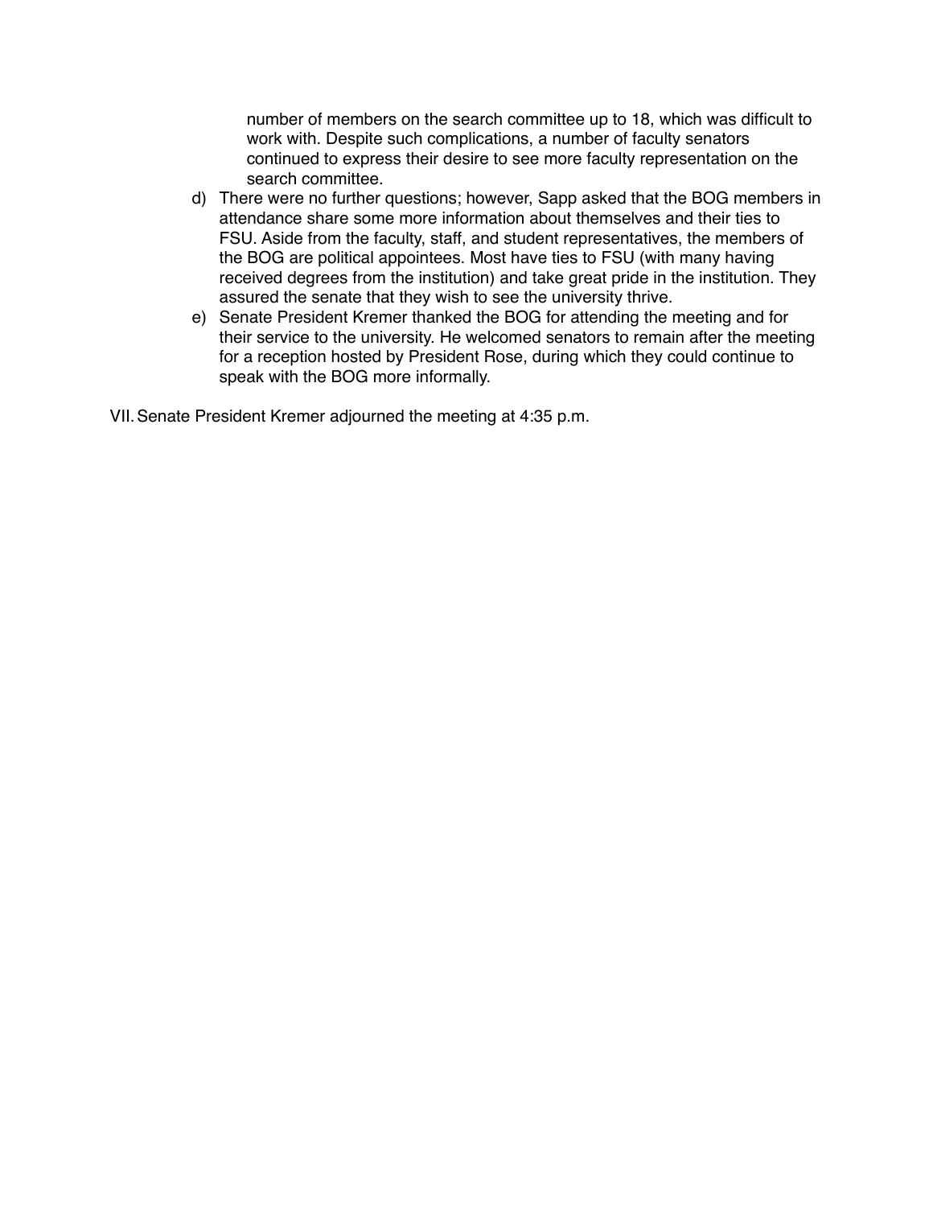number of members on the search committee up to 18, which was difficult to work with. Despite such complications, a number of faculty senators continued to express their desire to see more faculty representation on the search committee.

d) There were no further questions; however, Sapp asked that the BOG members in attendance share some more information about themselves and their ties to FSU. Aside from the faculty, staff, and student representatives, the members of the BOG are political appointees. Most have ties to FSU (with many having received degrees from the institution) and take great pride in the institution. They assured the senate that they wish to see the university thrive.

e) Senate President Kremer thanked the BOG for attending the meeting and for their service to the university. He welcomed senators to remain after the meeting for a reception hosted by President Rose, during which they could continue to speak with the BOG more informally.

VII. Senate President Kremer adjourned the meeting at 4:35 p.m.